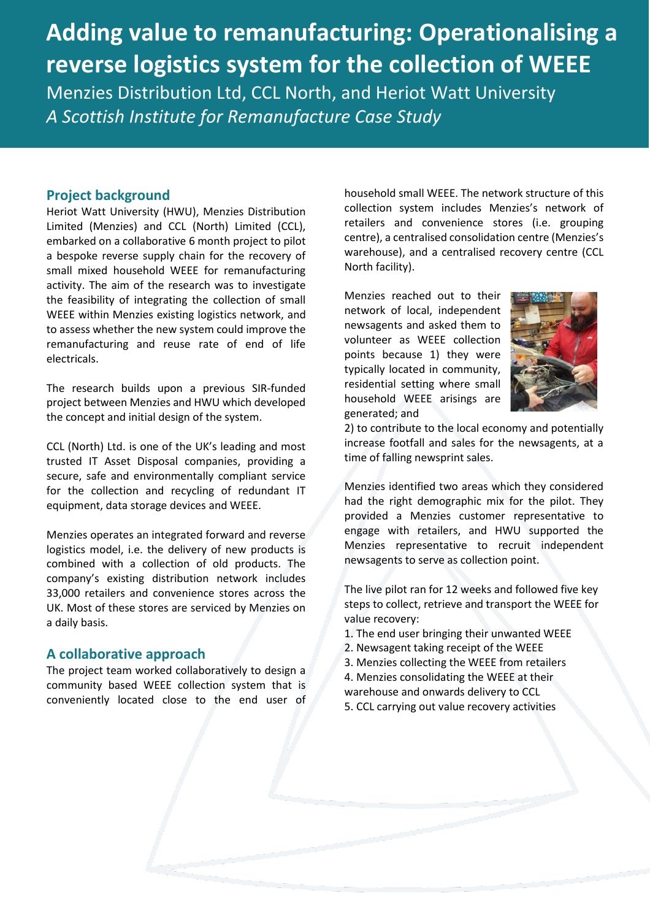# Adding value to remanufacturing: Operationalising a reverse logistics system for the collection of WEEE

Menzies Distribution Ltd, CCL North, and Heriot Watt University

*A Scottish Institute for Remanufacture Case Study*

## Project background

Heriot Watt University (HWU), Menzies Distribution Limited (Menzies) and CCL (North) Limited (CCL), embarked on a collaborative 6 month project to pilot a bespoke reverse supply chain for the recovery of small mixed household WEEE for remanufacturing activity. The aim of the research was to investigate the feasibility of integrating the collection of small WEEE within Menzies existing logistics network, and to assess whether the new system could improve the remanufacturing and reuse rate of end of life electricals.

The research builds upon a previous SIR-funded project between Menzies and HWU which developed the concept and initial design of the system.

CCL (North) Ltd. is one of the UK's leading and most trusted IT Asset Disposal companies, providing a secure, safe and environmentally compliant service for the collection and recycling of redundant IT equipment, data storage devices and WEEE.

Menzies operates an integrated forward and reverse logistics model, i.e. the delivery of new products is combined with a collection of old products. The company's existing distribution network includes 33,000 retailers and convenience stores across the UK. Most of these stores are serviced by Menzies on a daily basis.

## A collaborative approach

The project team worked collaboratively to design a community based WEEE collection system that is conveniently located close to the end user of household small WEEE. The network structure of this collection system includes Menzies's network of retailers and convenience stores (i.e. grouping centre), a centralised consolidation centre (Menzies's warehouse), and a centralised recovery centre (CCL North facility).

Menzies reached out to their network of local, independent newsagents and asked them to volunteer as WEEE collection points because 1) they were typically located in community, residential setting where small household WEEE arisings are generated; and 2) to contribute to the local economy and potentially increase footfall and sales for the newsagents, at a time of falling newsprint sales.

Menzies identified two areas which they considered had the right demographic mix for the pilot. They provided a Menzies customer representative to engage with retailers, and HWU supported the Menzies representative to recruit independent newsagents to serve as collection point.

The live pilot ran for 12 weeks and followed five key steps to collect, retrieve and transport the WEEE for value recovery:

1. The end user bringing their unwanted WEEE
2. Newsagent taking receipt of the WEEE
3. Menzies collecting the WEEE from retailers
4. Menzies consolidating the WEEE at their warehouse and onwards delivery to CCL
5. CCL carrying out value recovery activities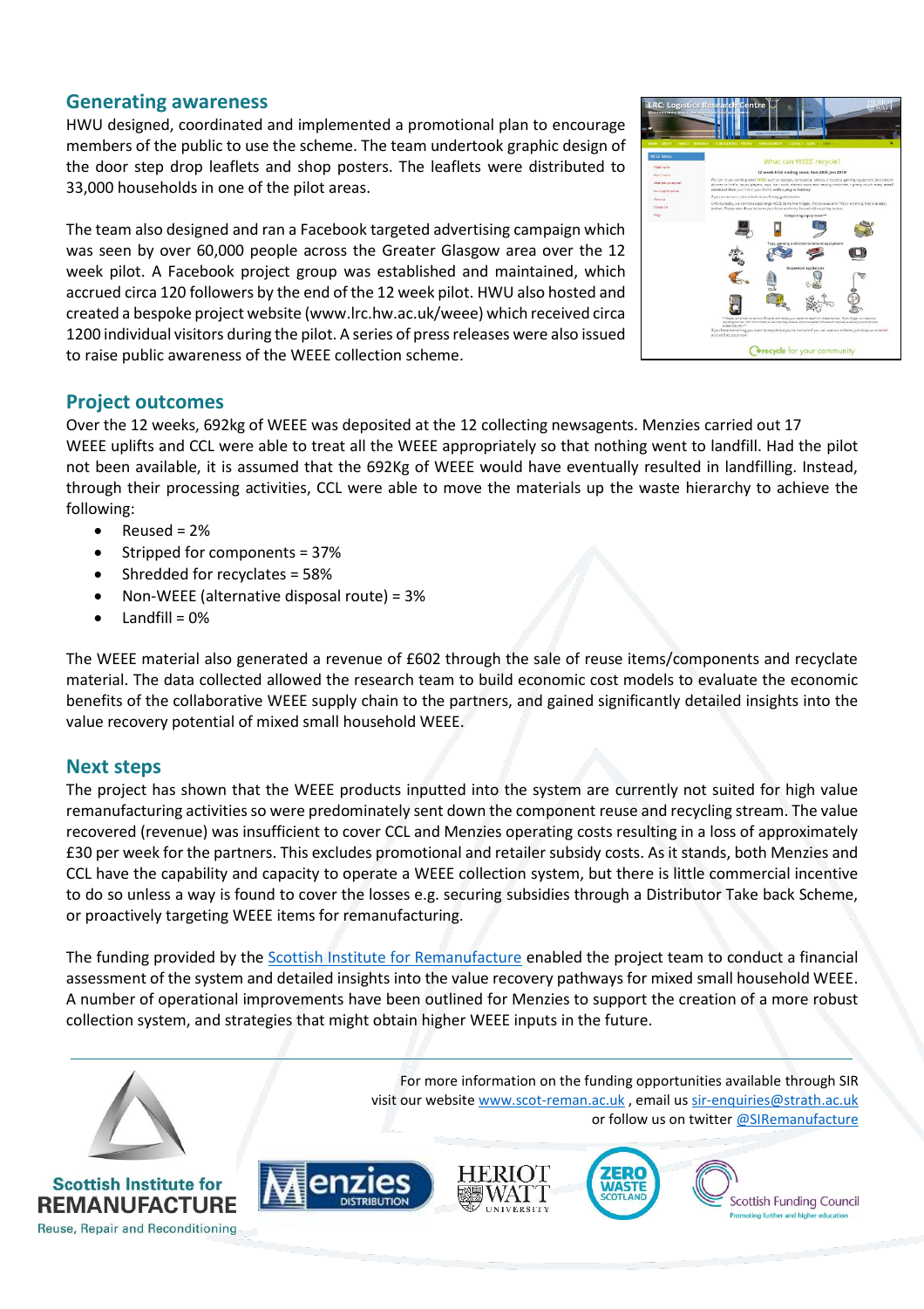## Generating awareness

HWU designed, coordinated and implemented a promotional plan to encourage members of the public to use the scheme. The team undertook graphic design of the door step drop leaflets and shop posters. The leaflets were distributed to 33,000 households in one of the pilot areas.

The team also designed and ran a Facebook targeted advertising campaign which was seen by over 60,000 people across the Greater Glasgow area over the 12 week pilot. A Facebook project group was established and maintained, which accrued circa 120 followers by the end of the 12 week pilot. HWU also hosted and created a bespoke project website (www.lrc.hw.ac.uk/weee) which received circa 1200 individual visitors during the pilot. A series of press releases were also issued to raise public awareness of the WEEE collection scheme.

## Project outcomes

Over the 12 weeks, 692kg of WEEE was deposited at the 12 collecting newsagents. Menzies carried out 17 WEEE uplifts and CCL were able to treat all the WEEE appropriately so that nothing went to landfill. Had the pilot not been available, it is assumed that the 692Kg of WEEE would have eventually resulted in landfilling. Instead, through their processing activities, CCL were able to move the materials up the waste hierarchy to achieve the following:

- Reused = 2%
- Stripped for components = 37%
- Shredded for recyclates = 58%
- Non-WEEE (alternative disposal route) = 3%
- Landfill = 0%

The WEEE material also generated a revenue of £602 through the sale of reuse items/components and recyclate material. The data collected allowed the research team to build economic cost models to evaluate the economic benefits of the collaborative WEEE supply chain to the partners, and gained significantly detailed insights into the value recovery potential of mixed small household WEEE.

## Next steps

The project has shown that the WEEE products inputted into the system are currently not suited for high value remanufacturing activities so were predominately sent down the component reuse and recycling stream. The value recovered (revenue) was insufficient to cover CCL and Menzies operating costs resulting in a loss of approximately £30 per week for the partners. This excludes promotional and retailer subsidy costs. As it stands, both Menzies and CCL have the capability and capacity to operate a WEEE collection system, but there is little commercial incentive to do so unless a way is found to cover the losses e.g. securing subsidies through a Distributor Take back Scheme, or proactively targeting WEEE items for remanufacturing.

The funding provided by the Scottish Institute for Remanufacture enabled the project team to conduct a financial assessment of the system and detailed insights into the value recovery pathways for mixed small household WEEE. A number of operational improvements have been outlined for Menzies to support the creation of a more robust collection system, and strategies that might obtain higher WEEE inputs in the future.

---

For more information on the funding opportunities available through SIR visit our website www.scot-reman.ac.uk , email us sir-enquiries@strath.ac.uk or follow us on twitter @SIRemanufacture

Scottish Institute for REMANUFACTURE
Reuse, Repair and Reconditioning

Menzies DISTRIBUTION

HERIOT WATT UNIVERSITY

ZERO WASTE SCOTLAND

Scottish Funding Council
Promoting further and higher education